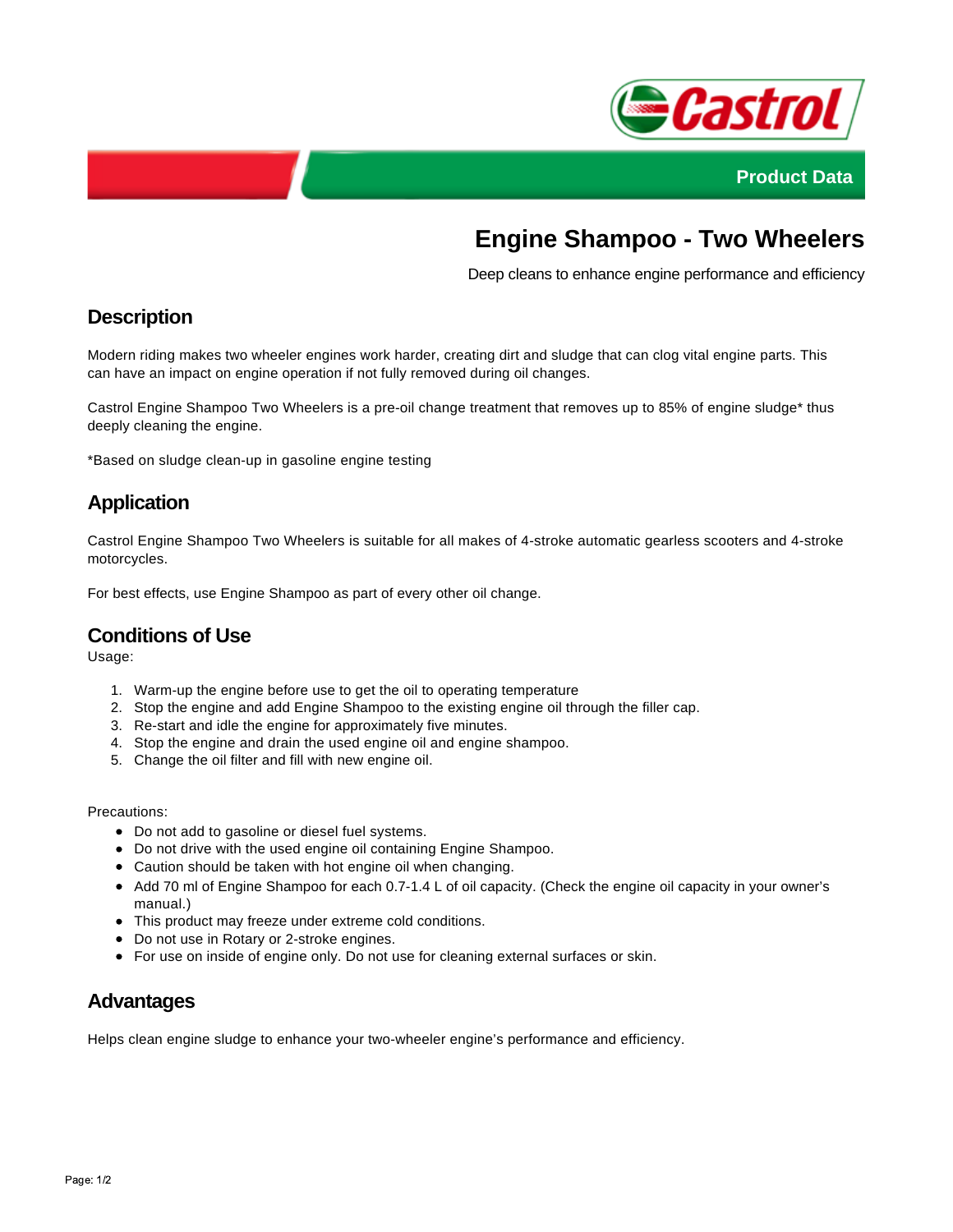Product Data

# Engine Shampoo - Two Wheelers

Deep cleans to enhance engine performance and efficiency

## Description

Modern riding makes two wheeler engines work harder, creating dirt and sludge that can clog vital engine parts. This can have an impact on engine operation if not fully removed during oil changes.

Castrol Engine Shampoo Two Wheelers is a pre-oil change treatment that removes up to 85% of engine sludge* thus deeply cleaning the engine.

*Based on sludge clean-up in gasoline engine testing

## Application

Castrol Engine Shampoo Two Wheelers is suitable for all makes of 4-stroke automatic gearless scooters and 4-stroke motorcycles.

For best effects, use Engine Shampoo as part of every other oil change.

## Conditions of Use

Usage:

1. Warm-up the engine before use to get the oil to operating temperature
2. Stop the engine and add Engine Shampoo to the existing engine oil through the filler cap.
3. Re-start and idle the engine for approximately five minutes.
4. Stop the engine and drain the used engine oil and engine shampoo.
5. Change the oil filter and fill with new engine oil.

Precautions:

- Do not add to gasoline or diesel fuel systems.
- Do not drive with the used engine oil containing Engine Shampoo.
- Caution should be taken with hot engine oil when changing.
- Add 70 ml of Engine Shampoo for each 0.7-1.4 L of oil capacity. (Check the engine oil capacity in your owner's manual.)
- This product may freeze under extreme cold conditions.
- Do not use in Rotary or 2-stroke engines.
- For use on inside of engine only. Do not use for cleaning external surfaces or skin.

## Advantages

Helps clean engine sludge to enhance your two-wheeler engine's performance and efficiency.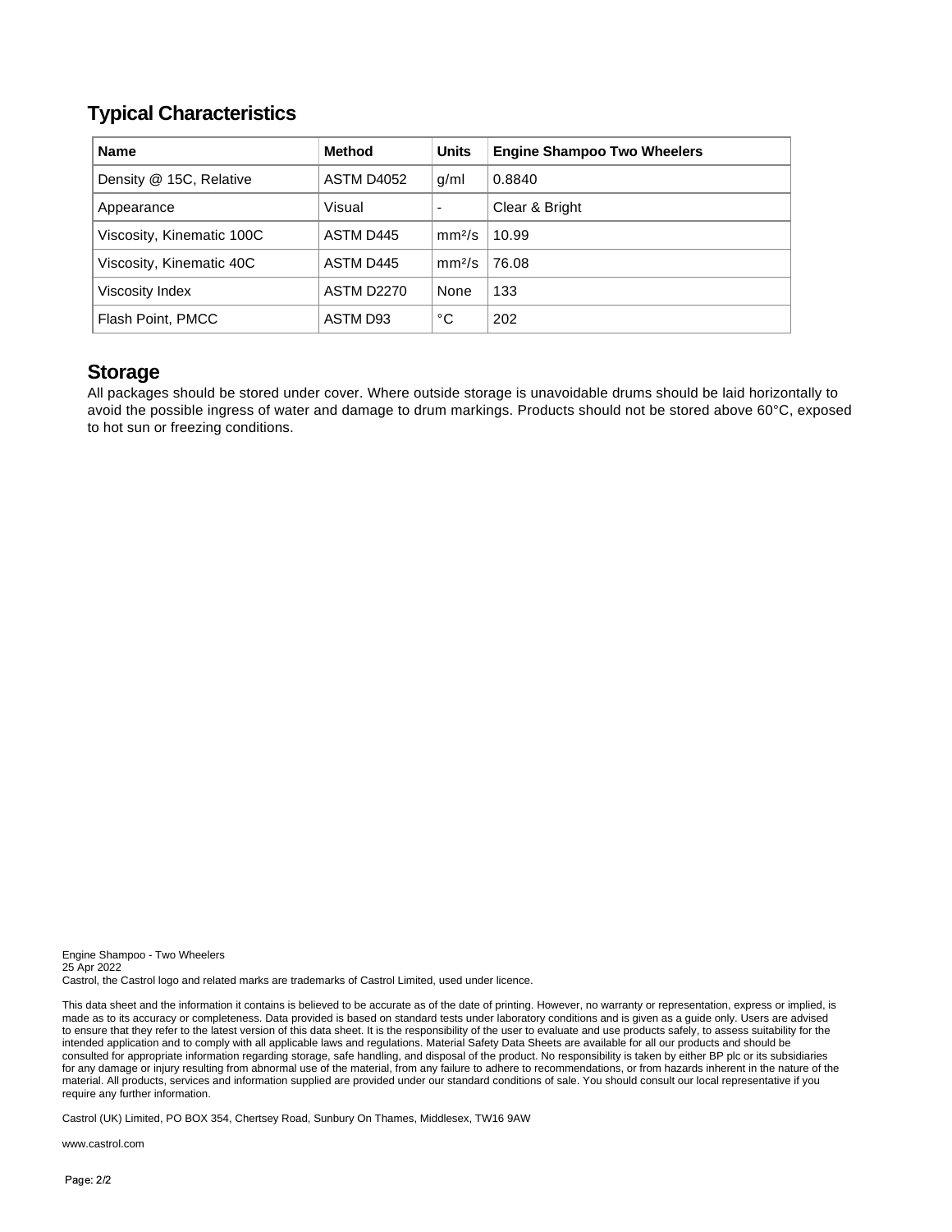## Typical Characteristics

| Name | Method | Units | Engine Shampoo Two Wheelers |
|---|---|---|---|
| Density @ 15C, Relative | ASTM D4052 | g/ml | 0.8840 |
| Appearance | Visual | - | Clear & Bright |
| Viscosity, Kinematic 100C | ASTM D445 | $mm^2/s$ | 10.99 |
| Viscosity, Kinematic 40C | ASTM D445 | $mm^2/s$ | 76.08 |
| Viscosity Index | ASTM D2270 | None | 133 |
| Flash Point, PMCC | ASTM D93 | °C | 202 |

## Storage

All packages should be stored under cover. Where outside storage is unavoidable drums should be laid horizontally to avoid the possible ingress of water and damage to drum markings. Products should not be stored above 60°C, exposed to hot sun or freezing conditions.

Engine Shampoo - Two Wheelers
25 Apr 2022
Castrol, the Castrol logo and related marks are trademarks of Castrol Limited, used under licence.

This data sheet and the information it contains is believed to be accurate as of the date of printing. However, no warranty or representation, express or implied, is made as to its accuracy or completeness. Data provided is based on standard tests under laboratory conditions and is given as a guide only. Users are advised to ensure that they refer to the latest version of this data sheet. It is the responsibility of the user to evaluate and use products safely, to assess suitability for the intended application and to comply with all applicable laws and regulations. Material Safety Data Sheets are available for all our products and should be consulted for appropriate information regarding storage, safe handling, and disposal of the product. No responsibility is taken by either BP plc or its subsidiaries for any damage or injury resulting from abnormal use of the material, from any failure to adhere to recommendations, or from hazards inherent in the nature of the material. All products, services and information supplied are provided under our standard conditions of sale. You should consult our local representative if you require any further information.

Castrol (UK) Limited, PO BOX 354, Chertsey Road, Sunbury On Thames, Middlesex, TW16 9AW

www.castrol.com